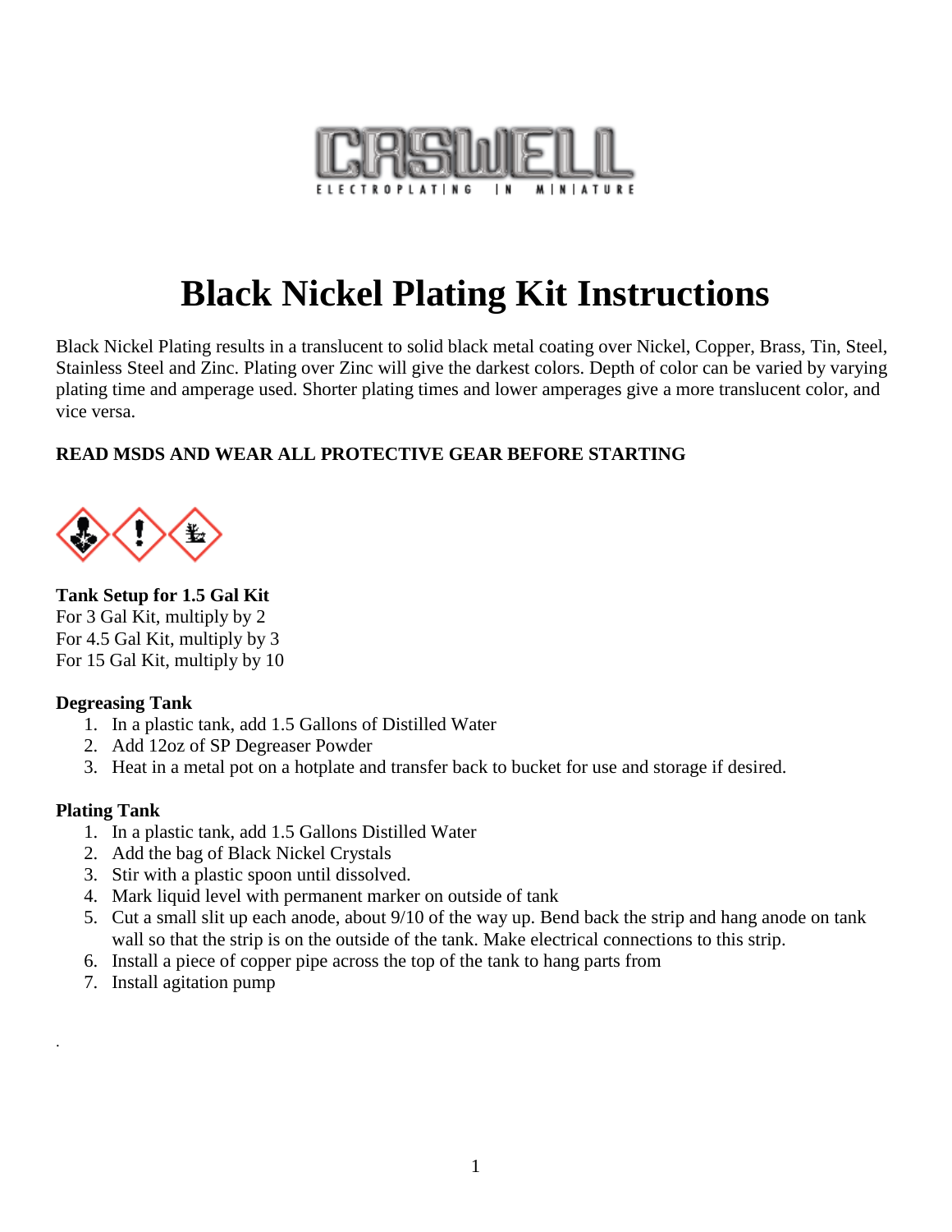# Black Nickel Plating Kit Instructions

Black Nickel Plating results in a translucent to solid black metal coating over Nickel, Copper, Brass, Tin, Steel, Stainless Steel and Zinc. Plating over Zinc will give the darkest colors. Depth of color can be varied by varying plating time and amperage used. Shorter plating times and lower amperages give a more translucent color, and vice versa.

**READ MSDS AND WEAR ALL PROTECTIVE GEAR BEFORE STARTING**

**Tank Setup for 1.5 Gal Kit**
For 3 Gal Kit, multiply by 2
For 4.5 Gal Kit, multiply by 3
For 15 Gal Kit, multiply by 10

**Degreasing Tank**

1. In a plastic tank, add 1.5 Gallons of Distilled Water
2. Add 12oz of SP Degreaser Powder
3. Heat in a metal pot on a hotplate and transfer back to bucket for use and storage if desired.

**Plating Tank**

1. In a plastic tank, add 1.5 Gallons Distilled Water
2. Add the bag of Black Nickel Crystals
3. Stir with a plastic spoon until dissolved.
4. Mark liquid level with permanent marker on outside of tank
5. Cut a small slit up each anode, about 9/10 of the way up. Bend back the strip and hang anode on tank wall so that the strip is on the outside of the tank. Make electrical connections to this strip.
6. Install a piece of copper pipe across the top of the tank to hang parts from
7. Install agitation pump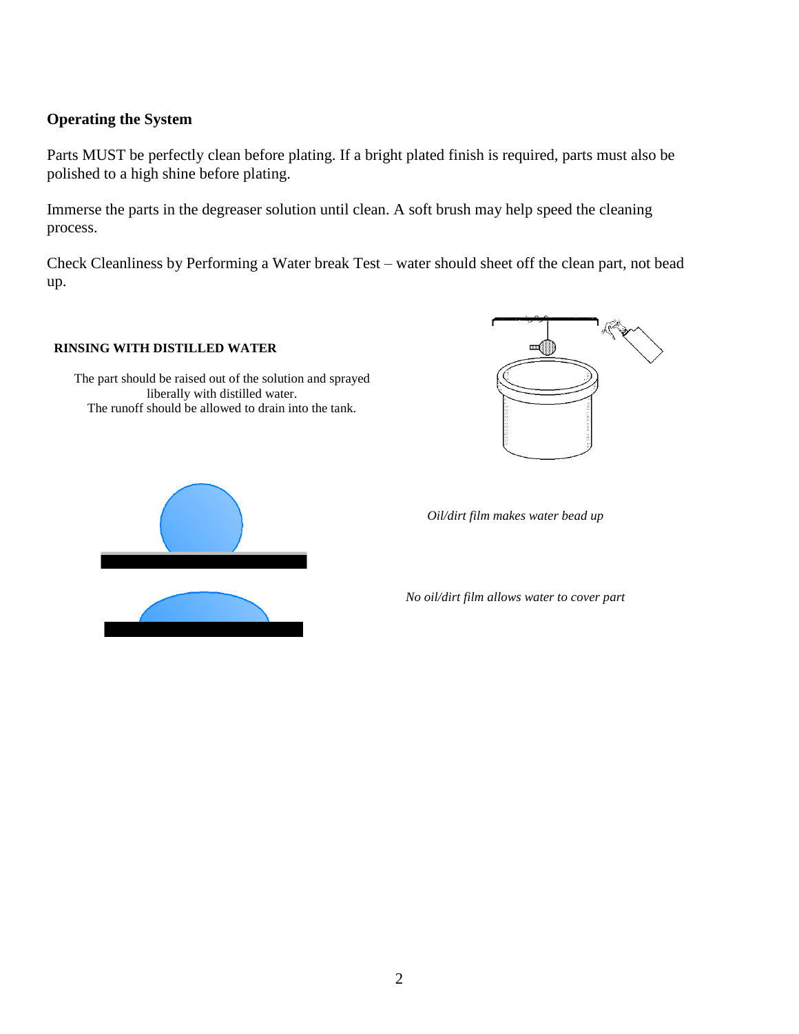## Operating the System

Parts MUST be perfectly clean before plating. If a bright plated finish is required, parts must also be polished to a high shine before plating.

Immerse the parts in the degreaser solution until clean. A soft brush may help speed the cleaning process.

Check Cleanliness by Performing a Water break Test – water should sheet off the clean part, not bead up.

**RINSING WITH DISTILLED WATER**

The part should be raised out of the solution and sprayed liberally with distilled water.
The runoff should be allowed to drain into the tank.

*Oil/dirt film makes water bead up*

*No oil/dirt film allows water to cover part*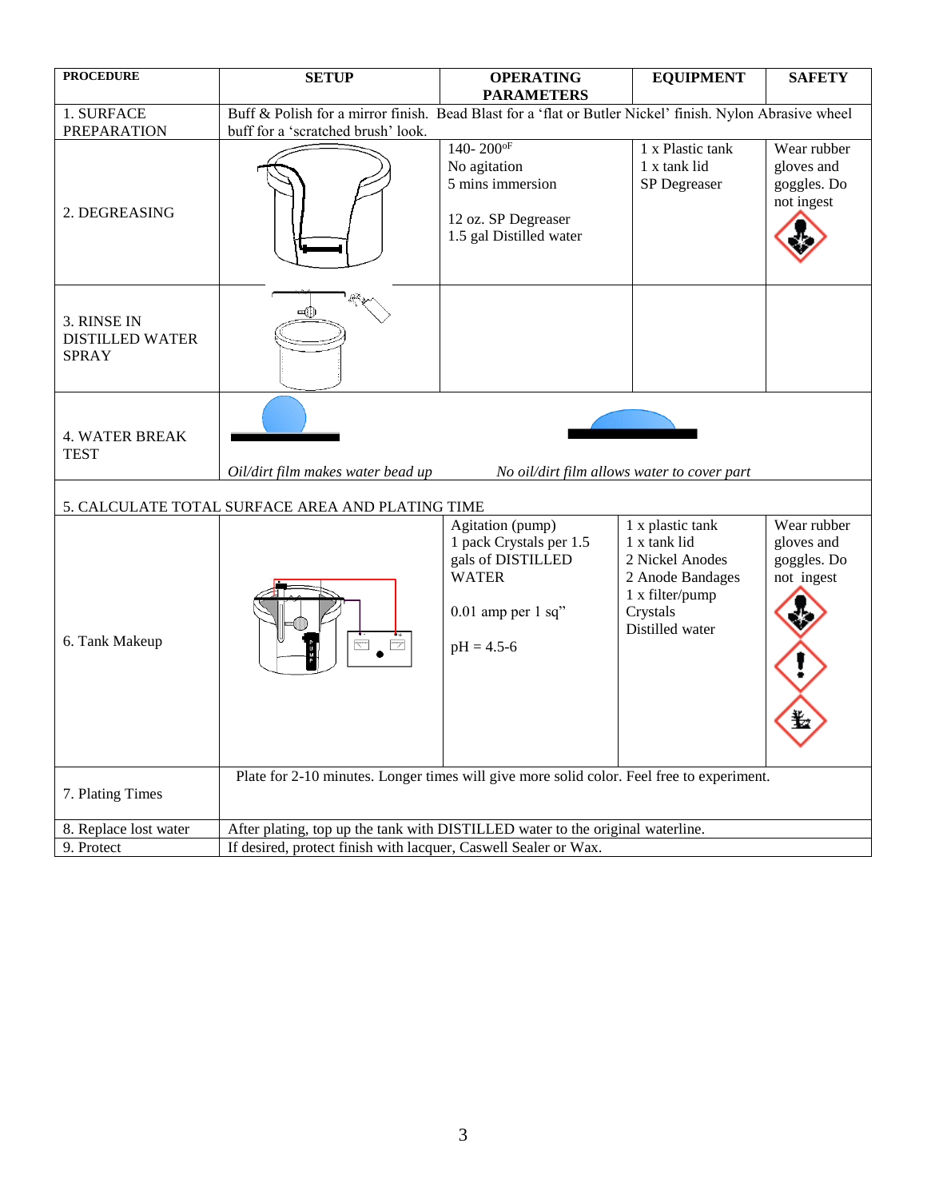| PROCEDURE | SETUP | OPERATING PARAMETERS | EQUIPMENT | SAFETY |
|---|---|---|---|---|
| 1. SURFACE PREPARATION | Buff & Polish for a mirror finish. Bead Blast for a 'flat or Butler Nickel' finish. Nylon Abrasive wheel buff for a 'scratched brush' look. | | | |
| 2. DEGREASING | | 140- 200$^{oF}$<br>No agitation<br>5 mins immersion<br><br>12 oz. SP Degreaser<br>1.5 gal Distilled water | 1 x Plastic tank<br>1 x tank lid<br>SP Degreaser | Wear rubber gloves and goggles. Do not ingest |
| 3. RINSE IN DISTILLED WATER SPRAY | | | | |
| 4. WATER BREAK TEST | *Oil/dirt film makes water bead up* | *No oil/dirt film allows water to cover part* | | |
| 5. CALCULATE TOTAL SURFACE AREA AND PLATING TIME | | | | |
| 6. Tank Makeup | | Agitation (pump)<br>1 pack Crystals per 1.5 gals of DISTILLED WATER<br><br>0.01 amp per 1 sq"<br><br>pH = 4.5-6 | 1 x plastic tank<br>1 x tank lid<br>2 Nickel Anodes<br>2 Anode Bandages<br>1 x filter/pump<br>Crystals<br>Distilled water | Wear rubber gloves and goggles. Do not ingest |
| 7. Plating Times | Plate for 2-10 minutes. Longer times will give more solid color. Feel free to experiment. | | | |
| 8. Replace lost water | After plating, top up the tank with DISTILLED water to the original waterline. | | | |
| 9. Protect | If desired, protect finish with lacquer, Caswell Sealer or Wax. | | | |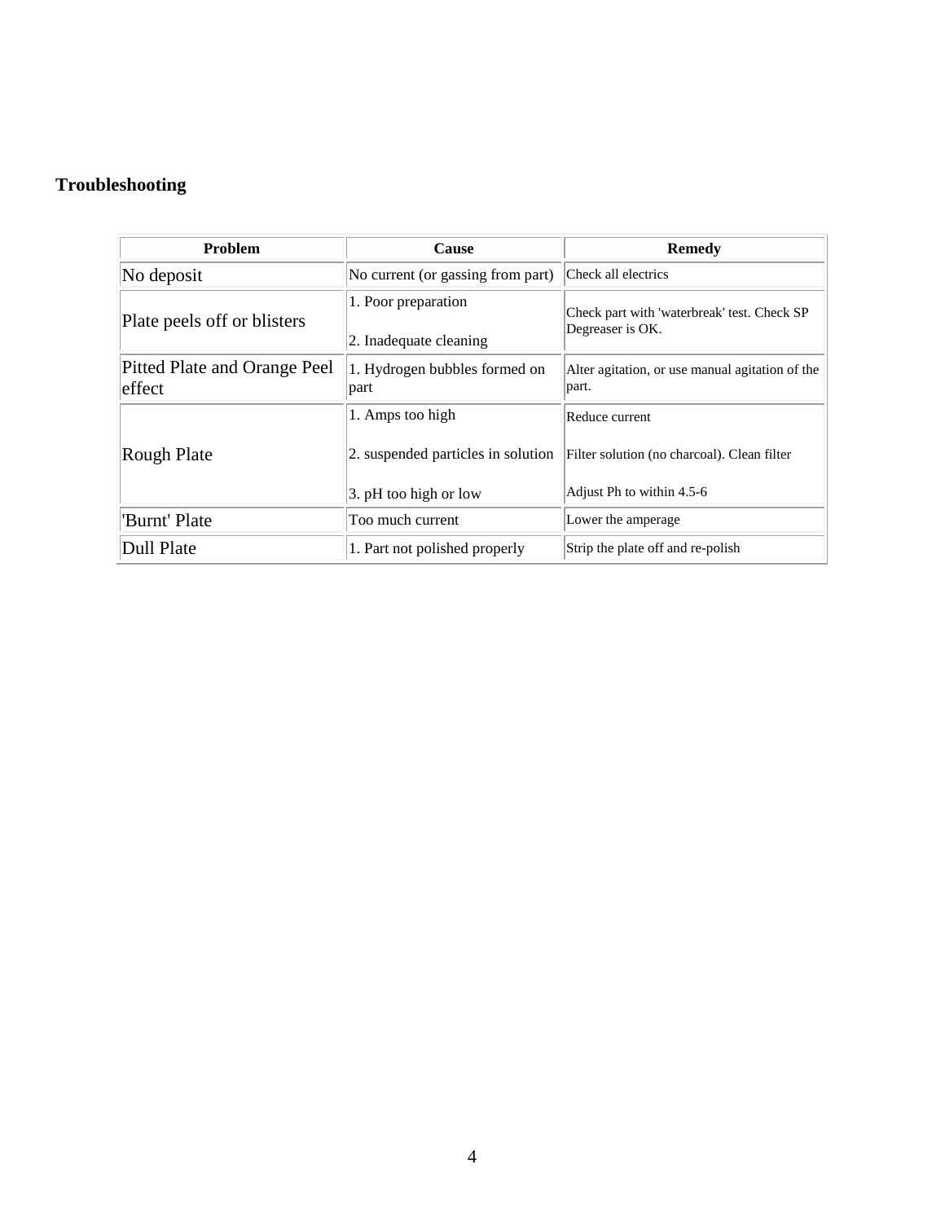## Troubleshooting

| Problem | Cause | Remedy |
|---|---|---|
| No deposit | No current (or gassing from part) | Check all electrics |
| Plate peels off or blisters | 1. Poor preparation<br><br>2. Inadequate cleaning | Check part with 'waterbreak' test. Check SP Degreaser is OK. |
| Pitted Plate and Orange Peel effect | 1. Hydrogen bubbles formed on part | Alter agitation, or use manual agitation of the part. |
| Rough Plate | 1. Amps too high<br><br>2. suspended particles in solution<br><br>3. pH too high or low | Reduce current<br><br>Filter solution (no charcoal). Clean filter<br><br>Adjust Ph to within 4.5-6 |
| 'Burnt' Plate | Too much current | Lower the amperage |
| Dull Plate | 1. Part not polished properly | Strip the plate off and re-polish |